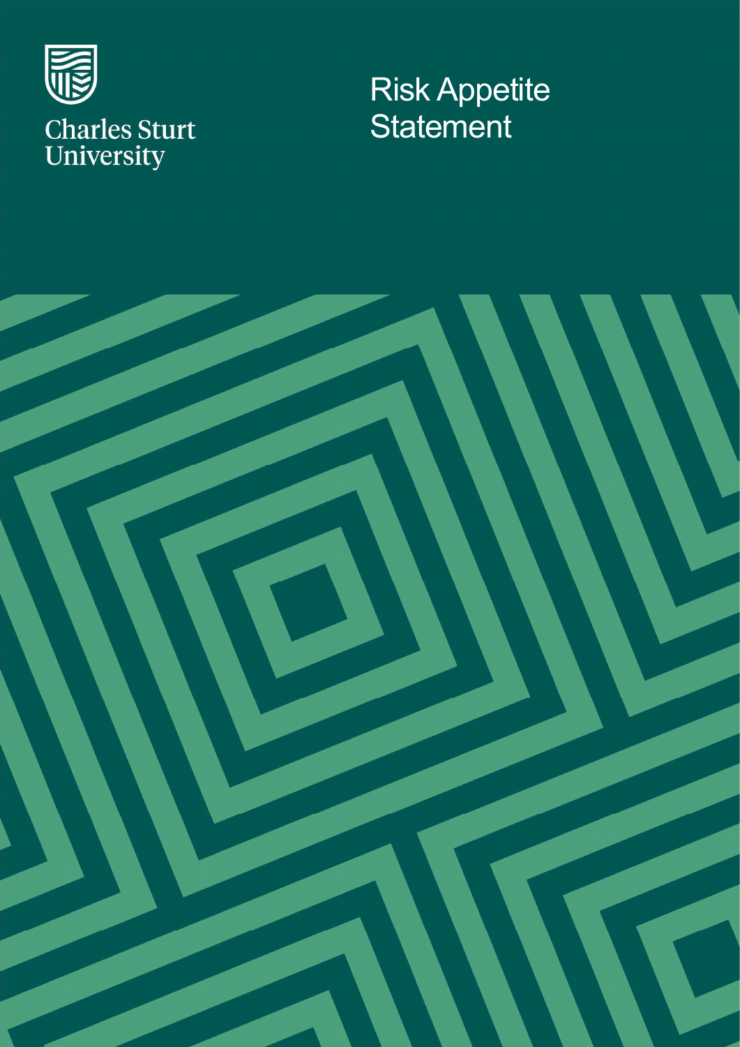Charles Sturt University

# Risk Appetite Statement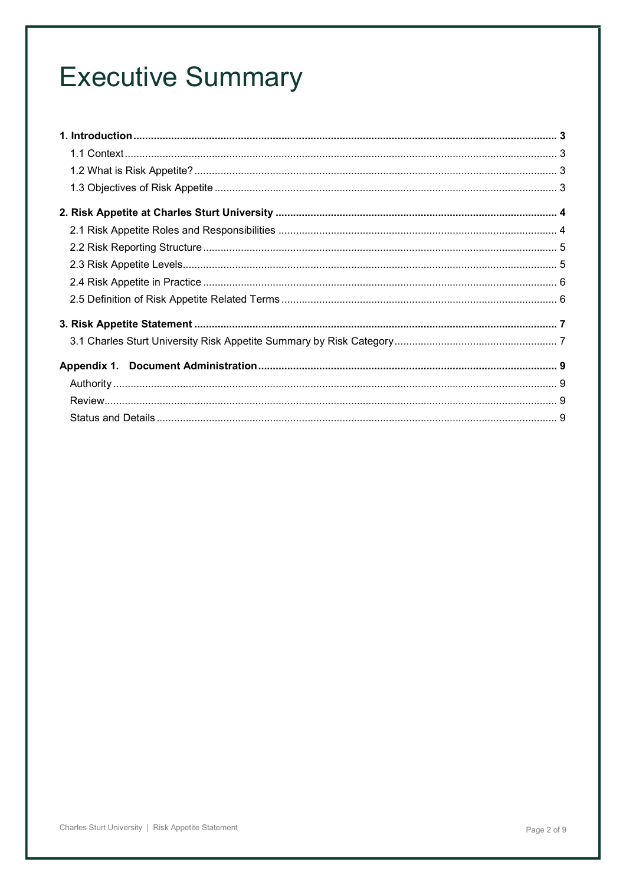# Executive Summary

**1. Introduction** .......... **3**

- 1.1 Context .......... 3
- 1.2 What is Risk Appetite? .......... 3
- 1.3 Objectives of Risk Appetite .......... 3

**2. Risk Appetite at Charles Sturt University** .......... **4**

- 2.1 Risk Appetite Roles and Responsibilities .......... 4
- 2.2 Risk Reporting Structure .......... 5
- 2.3 Risk Appetite Levels .......... 5
- 2.4 Risk Appetite in Practice .......... 6
- 2.5 Definition of Risk Appetite Related Terms .......... 6

**3. Risk Appetite Statement** .......... **7**

- 3.1 Charles Sturt University Risk Appetite Summary by Risk Category .......... 7

**Appendix 1. Document Administration** .......... **9**

- Authority .......... 9
- Review .......... 9
- Status and Details .......... 9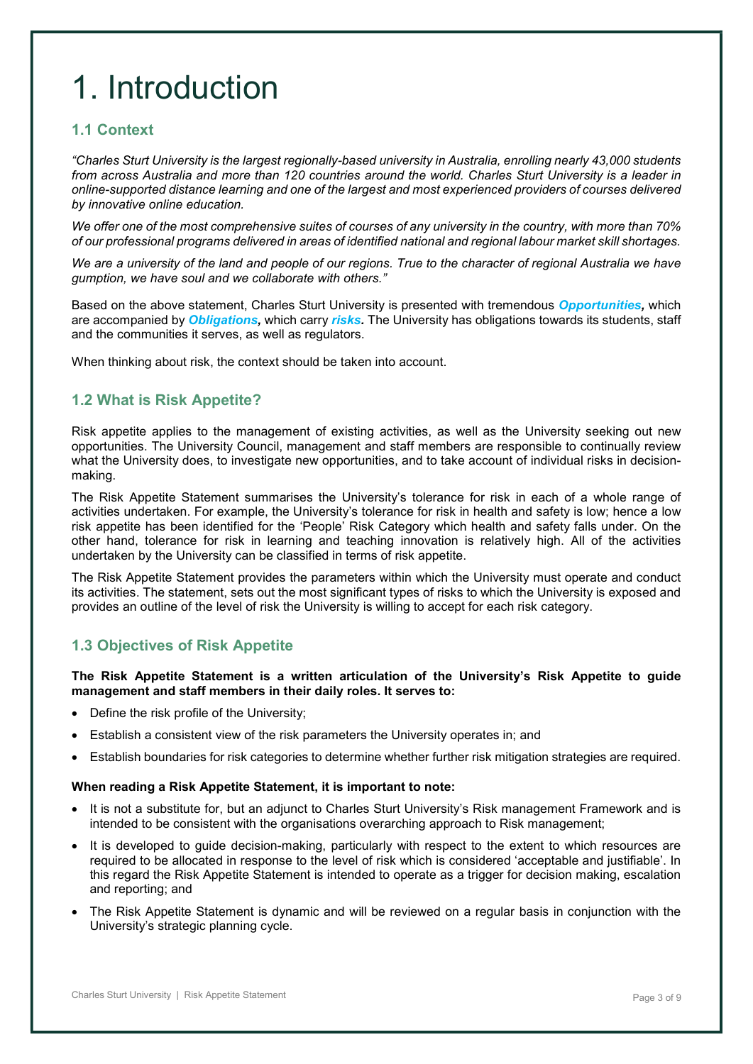# 1. Introduction

## 1.1 Context

*"Charles Sturt University is the largest regionally-based university in Australia, enrolling nearly 43,000 students from across Australia and more than 120 countries around the world. Charles Sturt University is a leader in online-supported distance learning and one of the largest and most experienced providers of courses delivered by innovative online education.*

*We offer one of the most comprehensive suites of courses of any university in the country, with more than 70% of our professional programs delivered in areas of identified national and regional labour market skill shortages.*

*We are a university of the land and people of our regions. True to the character of regional Australia we have gumption, we have soul and we collaborate with others."*

Based on the above statement, Charles Sturt University is presented with tremendous ***Opportunities,*** which are accompanied by ***Obligations,*** which carry ***risks.*** The University has obligations towards its students, staff and the communities it serves, as well as regulators.

When thinking about risk, the context should be taken into account.

## 1.2 What is Risk Appetite?

Risk appetite applies to the management of existing activities, as well as the University seeking out new opportunities. The University Council, management and staff members are responsible to continually review what the University does, to investigate new opportunities, and to take account of individual risks in decision-making.

The Risk Appetite Statement summarises the University's tolerance for risk in each of a whole range of activities undertaken. For example, the University's tolerance for risk in health and safety is low; hence a low risk appetite has been identified for the 'People' Risk Category which health and safety falls under. On the other hand, tolerance for risk in learning and teaching innovation is relatively high. All of the activities undertaken by the University can be classified in terms of risk appetite.

The Risk Appetite Statement provides the parameters within which the University must operate and conduct its activities. The statement, sets out the most significant types of risks to which the University is exposed and provides an outline of the level of risk the University is willing to accept for each risk category.

## 1.3 Objectives of Risk Appetite

**The Risk Appetite Statement is a written articulation of the University's Risk Appetite to guide management and staff members in their daily roles. It serves to:**

- Define the risk profile of the University;
- Establish a consistent view of the risk parameters the University operates in; and
- Establish boundaries for risk categories to determine whether further risk mitigation strategies are required.

**When reading a Risk Appetite Statement, it is important to note:**

- It is not a substitute for, but an adjunct to Charles Sturt University's Risk management Framework and is intended to be consistent with the organisations overarching approach to Risk management;
- It is developed to guide decision-making, particularly with respect to the extent to which resources are required to be allocated in response to the level of risk which is considered 'acceptable and justifiable'. In this regard the Risk Appetite Statement is intended to operate as a trigger for decision making, escalation and reporting; and
- The Risk Appetite Statement is dynamic and will be reviewed on a regular basis in conjunction with the University's strategic planning cycle.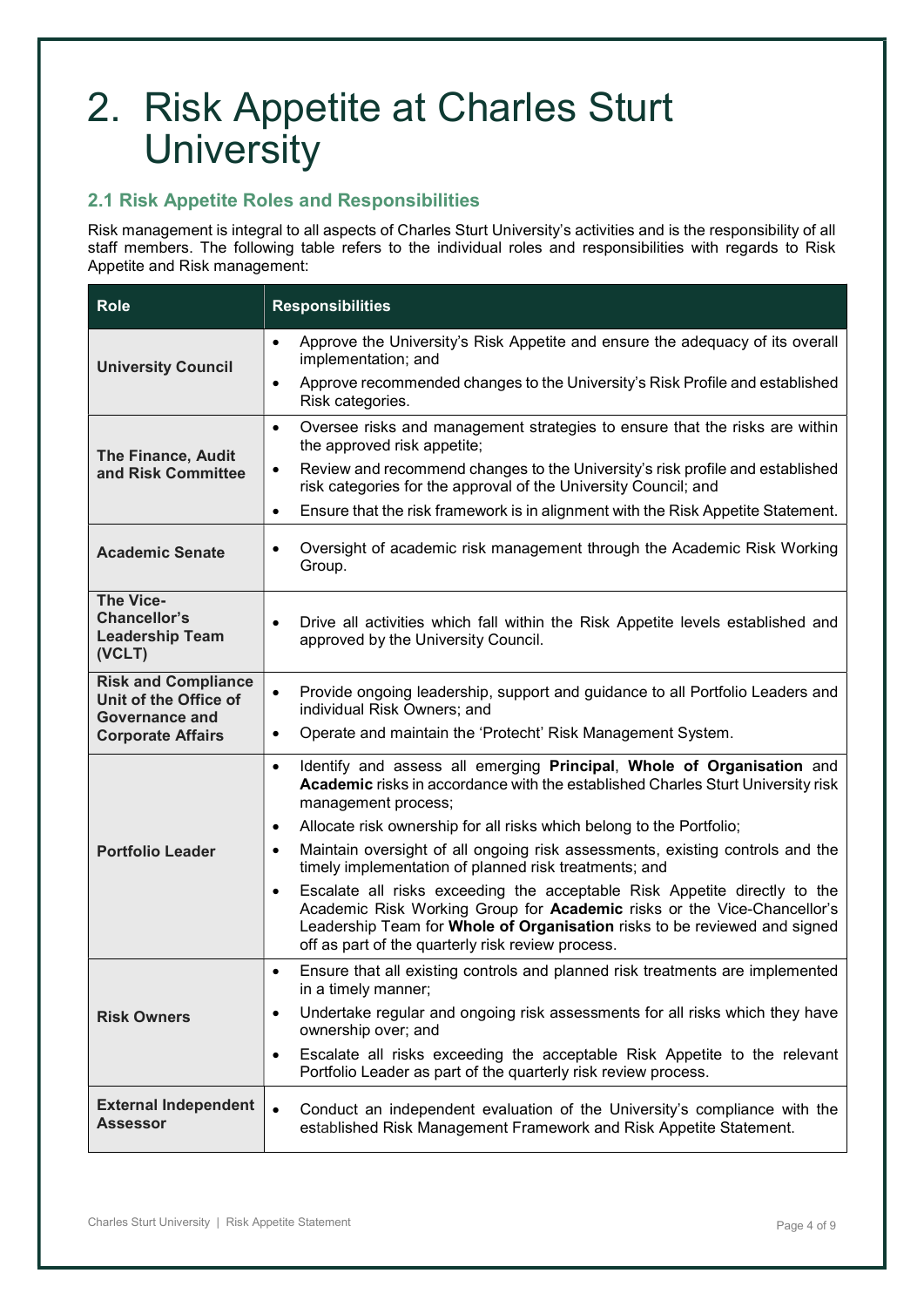# 2. Risk Appetite at Charles Sturt University

## 2.1 Risk Appetite Roles and Responsibilities

Risk management is integral to all aspects of Charles Sturt University's activities and is the responsibility of all staff members. The following table refers to the individual roles and responsibilities with regards to Risk Appetite and Risk management:

| Role | Responsibilities |
|---|---|
| **University Council** | • Approve the University's Risk Appetite and ensure the adequacy of its overall implementation; and<br>• Approve recommended changes to the University's Risk Profile and established Risk categories. |
| **The Finance, Audit and Risk Committee** | • Oversee risks and management strategies to ensure that the risks are within the approved risk appetite;<br>• Review and recommend changes to the University's risk profile and established risk categories for the approval of the University Council; and<br>• Ensure that the risk framework is in alignment with the Risk Appetite Statement. |
| **Academic Senate** | • Oversight of academic risk management through the Academic Risk Working Group. |
| **The Vice-Chancellor's Leadership Team (VCLT)** | • Drive all activities which fall within the Risk Appetite levels established and approved by the University Council. |
| **Risk and Compliance Unit of the Office of Governance and Corporate Affairs** | • Provide ongoing leadership, support and guidance to all Portfolio Leaders and individual Risk Owners; and<br>• Operate and maintain the 'Protecht' Risk Management System. |
| **Portfolio Leader** | • Identify and assess all emerging **Principal**, **Whole of Organisation** and **Academic** risks in accordance with the established Charles Sturt University risk management process;<br>• Allocate risk ownership for all risks which belong to the Portfolio;<br>• Maintain oversight of all ongoing risk assessments, existing controls and the timely implementation of planned risk treatments; and<br>• Escalate all risks exceeding the acceptable Risk Appetite directly to the Academic Risk Working Group for **Academic** risks or the Vice-Chancellor's Leadership Team for **Whole of Organisation** risks to be reviewed and signed off as part of the quarterly risk review process. |
| **Risk Owners** | • Ensure that all existing controls and planned risk treatments are implemented in a timely manner;<br>• Undertake regular and ongoing risk assessments for all risks which they have ownership over; and<br>• Escalate all risks exceeding the acceptable Risk Appetite to the relevant Portfolio Leader as part of the quarterly risk review process. |
| **External Independent Assessor** | • Conduct an independent evaluation of the University's compliance with the established Risk Management Framework and Risk Appetite Statement. |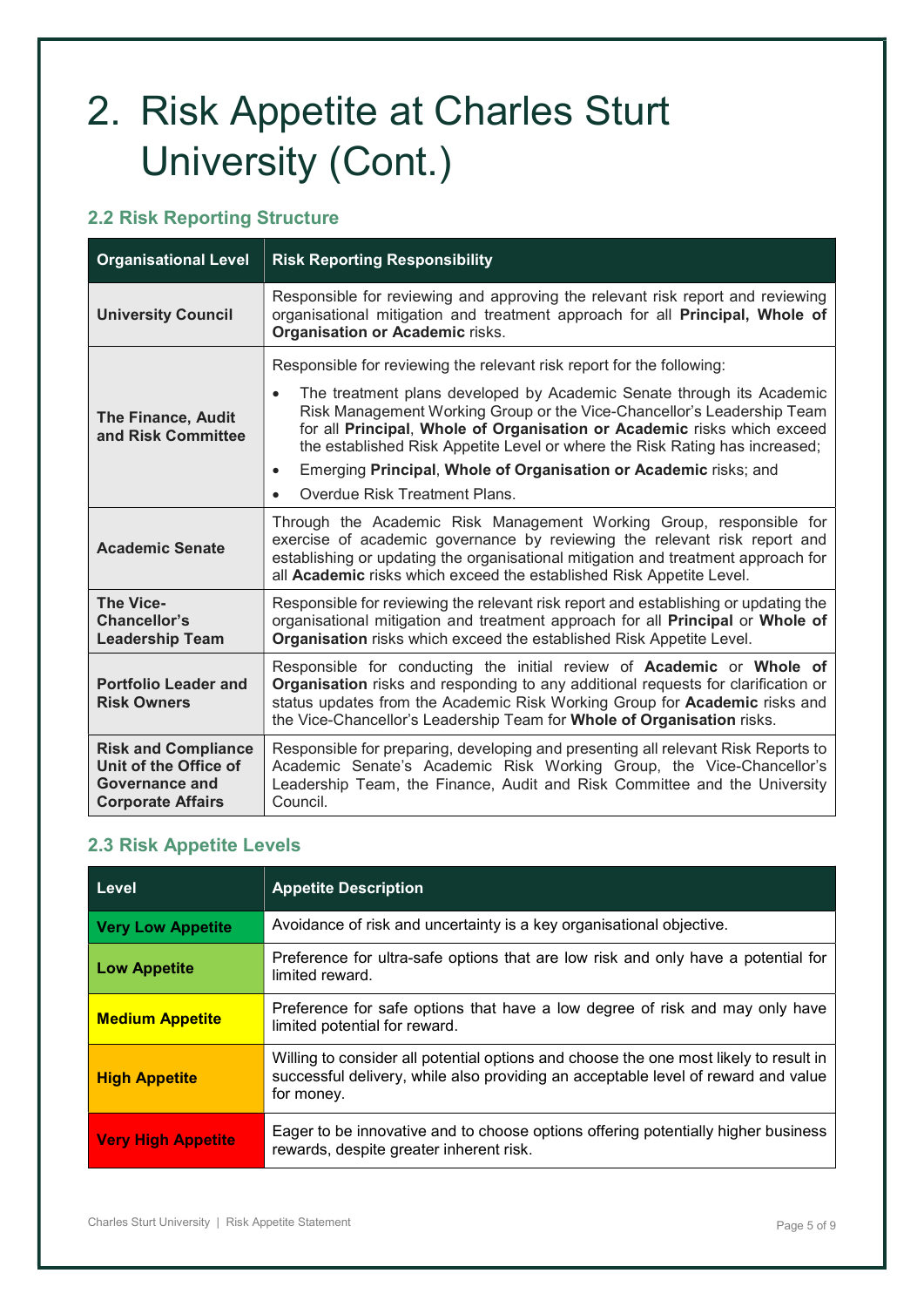# 2. Risk Appetite at Charles Sturt University (Cont.)

## 2.2 Risk Reporting Structure

| Organisational Level | Risk Reporting Responsibility |
|---|---|
| **University Council** | Responsible for reviewing and approving the relevant risk report and reviewing organisational mitigation and treatment approach for all **Principal, Whole of Organisation or Academic** risks. |
| **The Finance, Audit and Risk Committee** | Responsible for reviewing the relevant risk report for the following:<br>• The treatment plans developed by Academic Senate through its Academic Risk Management Working Group or the Vice-Chancellor's Leadership Team for all **Principal**, **Whole of Organisation or Academic** risks which exceed the established Risk Appetite Level or where the Risk Rating has increased;<br>• Emerging **Principal**, **Whole of Organisation or Academic** risks; and<br>• Overdue Risk Treatment Plans. |
| **Academic Senate** | Through the Academic Risk Management Working Group, responsible for exercise of academic governance by reviewing the relevant risk report and establishing or updating the organisational mitigation and treatment approach for all **Academic** risks which exceed the established Risk Appetite Level. |
| **The Vice-Chancellor's Leadership Team** | Responsible for reviewing the relevant risk report and establishing or updating the organisational mitigation and treatment approach for all **Principal** or **Whole of Organisation** risks which exceed the established Risk Appetite Level. |
| **Portfolio Leader and Risk Owners** | Responsible for conducting the initial review of **Academic** or **Whole of Organisation** risks and responding to any additional requests for clarification or status updates from the Academic Risk Working Group for **Academic** risks and the Vice-Chancellor's Leadership Team for **Whole of Organisation** risks. |
| **Risk and Compliance Unit of the Office of Governance and Corporate Affairs** | Responsible for preparing, developing and presenting all relevant Risk Reports to Academic Senate's Academic Risk Working Group, the Vice-Chancellor's Leadership Team, the Finance, Audit and Risk Committee and the University Council. |

## 2.3 Risk Appetite Levels

| Level | Appetite Description |
|---|---|
| **Very Low Appetite** | Avoidance of risk and uncertainty is a key organisational objective. |
| **Low Appetite** | Preference for ultra-safe options that are low risk and only have a potential for limited reward. |
| **Medium Appetite** | Preference for safe options that have a low degree of risk and may only have limited potential for reward. |
| **High Appetite** | Willing to consider all potential options and choose the one most likely to result in successful delivery, while also providing an acceptable level of reward and value for money. |
| **Very High Appetite** | Eager to be innovative and to choose options offering potentially higher business rewards, despite greater inherent risk. |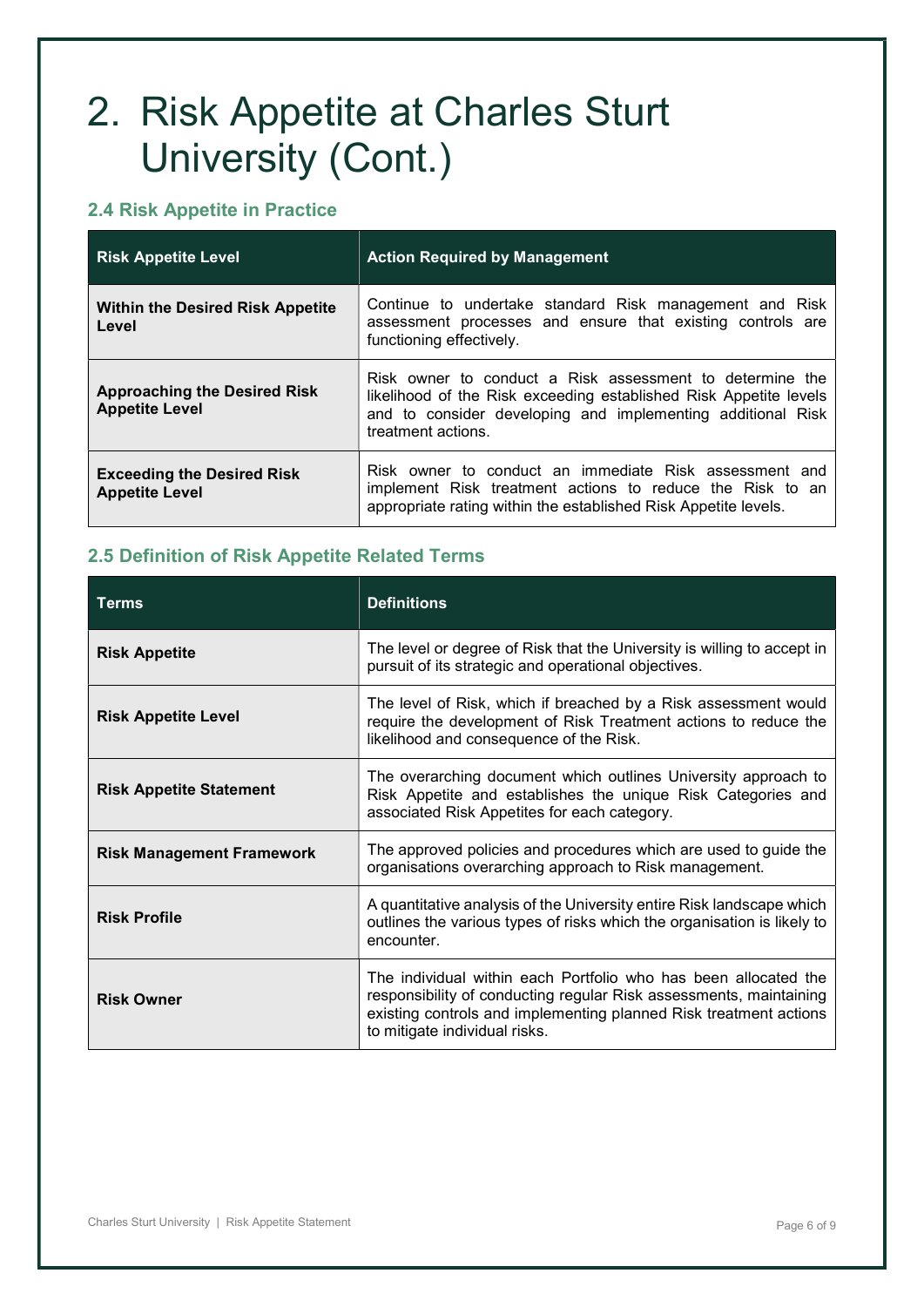# 2. Risk Appetite at Charles Sturt University (Cont.)

### 2.4 Risk Appetite in Practice

| Risk Appetite Level | Action Required by Management |
| --- | --- |
| **Within the Desired Risk Appetite Level** | Continue to undertake standard Risk management and Risk assessment processes and ensure that existing controls are functioning effectively. |
| **Approaching the Desired Risk Appetite Level** | Risk owner to conduct a Risk assessment to determine the likelihood of the Risk exceeding established Risk Appetite levels and to consider developing and implementing additional Risk treatment actions. |
| **Exceeding the Desired Risk Appetite Level** | Risk owner to conduct an immediate Risk assessment and implement Risk treatment actions to reduce the Risk to an appropriate rating within the established Risk Appetite levels. |

### 2.5 Definition of Risk Appetite Related Terms

| Terms | Definitions |
| --- | --- |
| **Risk Appetite** | The level or degree of Risk that the University is willing to accept in pursuit of its strategic and operational objectives. |
| **Risk Appetite Level** | The level of Risk, which if breached by a Risk assessment would require the development of Risk Treatment actions to reduce the likelihood and consequence of the Risk. |
| **Risk Appetite Statement** | The overarching document which outlines University approach to Risk Appetite and establishes the unique Risk Categories and associated Risk Appetites for each category. |
| **Risk Management Framework** | The approved policies and procedures which are used to guide the organisations overarching approach to Risk management. |
| **Risk Profile** | A quantitative analysis of the University entire Risk landscape which outlines the various types of risks which the organisation is likely to encounter. |
| **Risk Owner** | The individual within each Portfolio who has been allocated the responsibility of conducting regular Risk assessments, maintaining existing controls and implementing planned Risk treatment actions to mitigate individual risks. |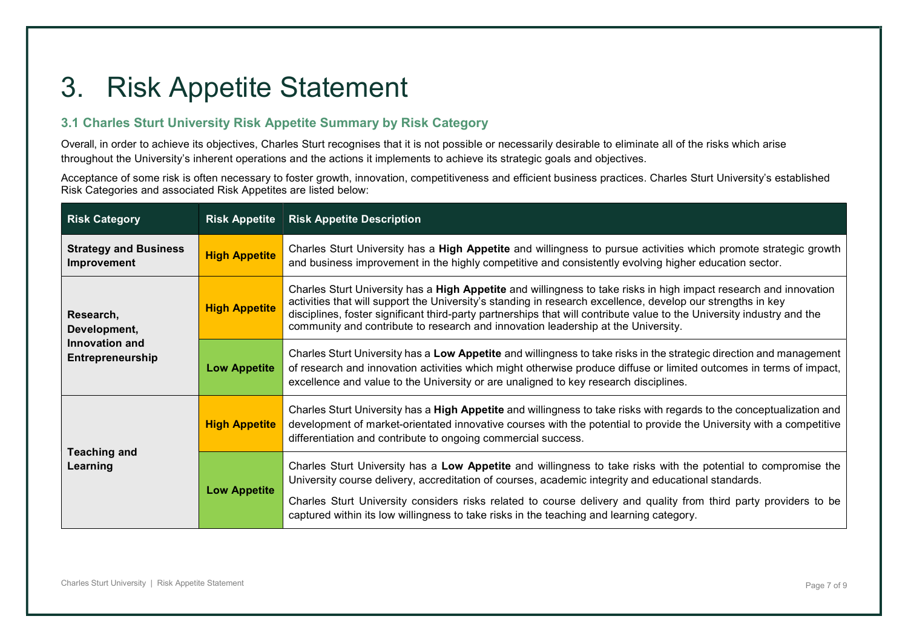# 3. Risk Appetite Statement

### 3.1 Charles Sturt University Risk Appetite Summary by Risk Category

Overall, in order to achieve its objectives, Charles Sturt recognises that it is not possible or necessarily desirable to eliminate all of the risks which arise throughout the University's inherent operations and the actions it implements to achieve its strategic goals and objectives.

Acceptance of some risk is often necessary to foster growth, innovation, competitiveness and efficient business practices. Charles Sturt University's established Risk Categories and associated Risk Appetites are listed below:

| Risk Category | Risk Appetite | Risk Appetite Description |
|---|---|---|
| **Strategy and Business Improvement** | **High Appetite** | Charles Sturt University has a **High Appetite** and willingness to pursue activities which promote strategic growth and business improvement in the highly competitive and consistently evolving higher education sector. |
| **Research, Development, Innovation and Entrepreneurship** | **High Appetite** | Charles Sturt University has a **High Appetite** and willingness to take risks in high impact research and innovation activities that will support the University's standing in research excellence, develop our strengths in key disciplines, foster significant third-party partnerships that will contribute value to the University industry and the community and contribute to research and innovation leadership at the University. |
| | **Low Appetite** | Charles Sturt University has a **Low Appetite** and willingness to take risks in the strategic direction and management of research and innovation activities which might otherwise produce diffuse or limited outcomes in terms of impact, excellence and value to the University or are unaligned to key research disciplines. |
| **Teaching and Learning** | **High Appetite** | Charles Sturt University has a **High Appetite** and willingness to take risks with regards to the conceptualization and development of market-orientated innovative courses with the potential to provide the University with a competitive differentiation and contribute to ongoing commercial success. |
| | **Low Appetite** | Charles Sturt University has a **Low Appetite** and willingness to take risks with the potential to compromise the University course delivery, accreditation of courses, academic integrity and educational standards.<br><br>Charles Sturt University considers risks related to course delivery and quality from third party providers to be captured within its low willingness to take risks in the teaching and learning category. |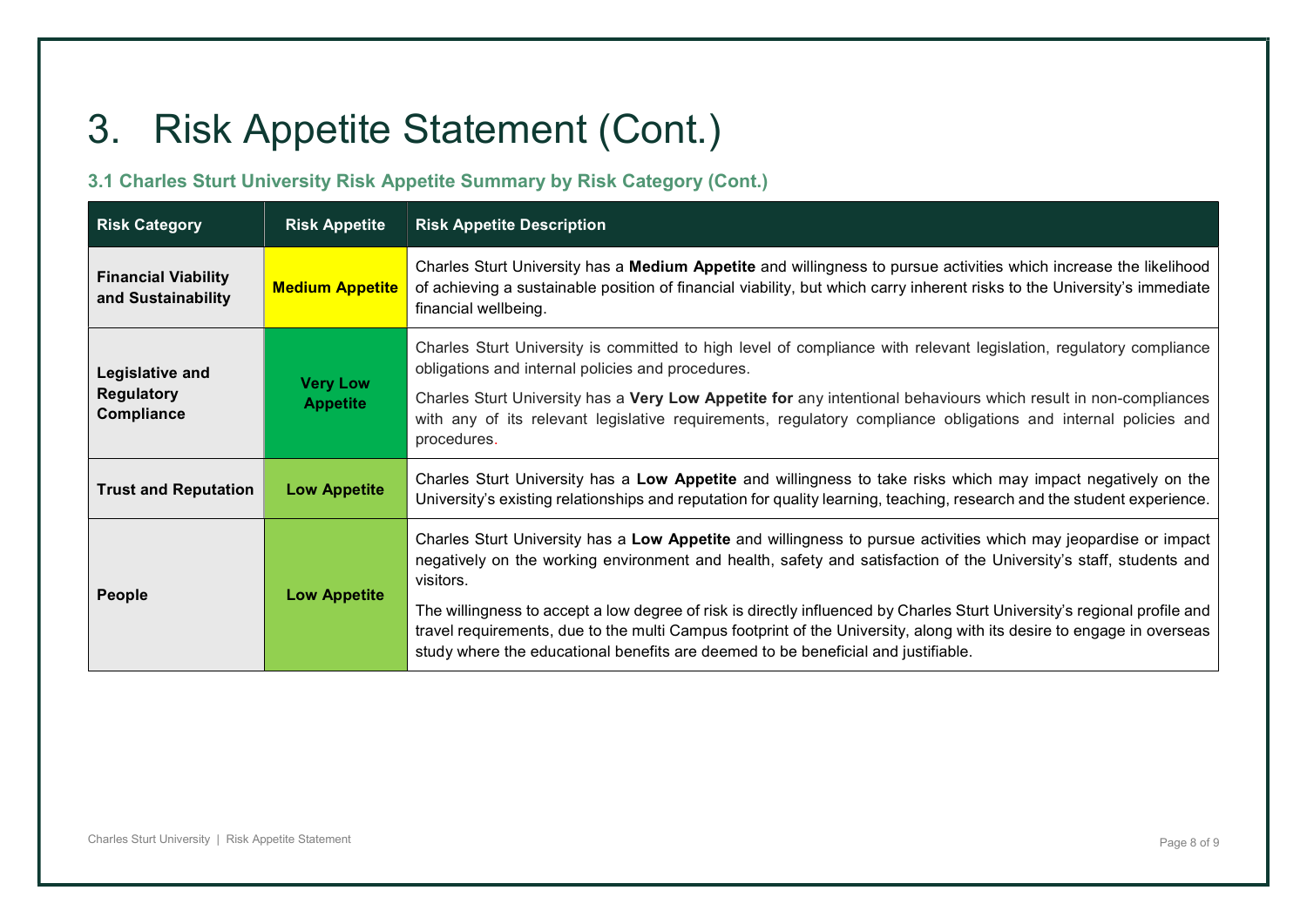# 3. Risk Appetite Statement (Cont.)

### 3.1 Charles Sturt University Risk Appetite Summary by Risk Category (Cont.)

| Risk Category | Risk Appetite | Risk Appetite Description |
|---|---|---|
| **Financial Viability and Sustainability** | **Medium Appetite** | Charles Sturt University has a **Medium Appetite** and willingness to pursue activities which increase the likelihood of achieving a sustainable position of financial viability, but which carry inherent risks to the University's immediate financial wellbeing. |
| **Legislative and Regulatory Compliance** | **Very Low Appetite** | Charles Sturt University is committed to high level of compliance with relevant legislation, regulatory compliance obligations and internal policies and procedures.<br><br>Charles Sturt University has a **Very Low Appetite for** any intentional behaviours which result in non-compliances with any of its relevant legislative requirements, regulatory compliance obligations and internal policies and procedures. |
| **Trust and Reputation** | **Low Appetite** | Charles Sturt University has a **Low Appetite** and willingness to take risks which may impact negatively on the University's existing relationships and reputation for quality learning, teaching, research and the student experience. |
| **People** | **Low Appetite** | Charles Sturt University has a **Low Appetite** and willingness to pursue activities which may jeopardise or impact negatively on the working environment and health, safety and satisfaction of the University's staff, students and visitors.<br><br>The willingness to accept a low degree of risk is directly influenced by Charles Sturt University's regional profile and travel requirements, due to the multi Campus footprint of the University, along with its desire to engage in overseas study where the educational benefits are deemed to be beneficial and justifiable. |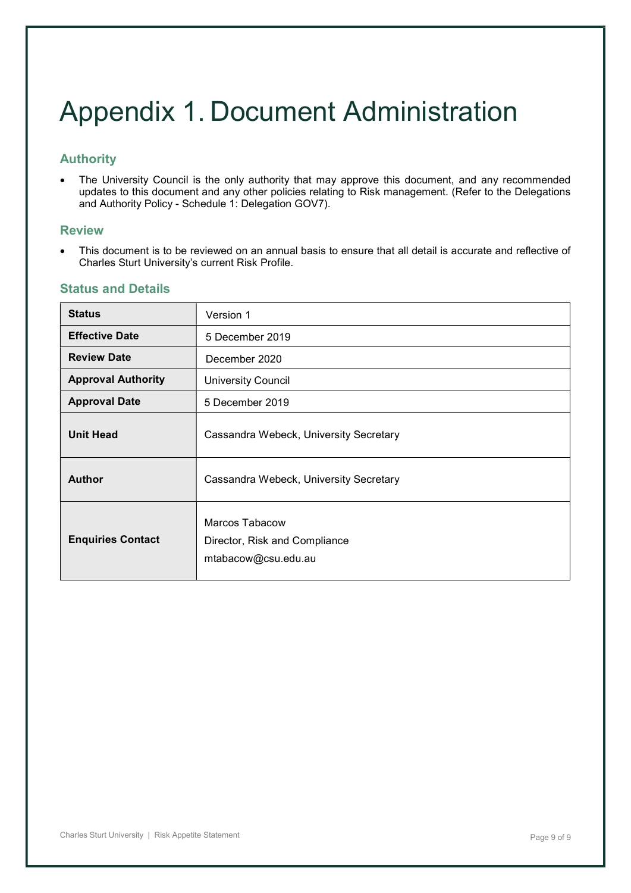# Appendix 1. Document Administration

## Authority

- The University Council is the only authority that may approve this document, and any recommended updates to this document and any other policies relating to Risk management. (Refer to the Delegations and Authority Policy - Schedule 1: Delegation GOV7).

## Review

- This document is to be reviewed on an annual basis to ensure that all detail is accurate and reflective of Charles Sturt University's current Risk Profile.

## Status and Details

| | |
|---|---|
| **Status** | Version 1 |
| **Effective Date** | 5 December 2019 |
| **Review Date** | December 2020 |
| **Approval Authority** | University Council |
| **Approval Date** | 5 December 2019 |
| **Unit Head** | Cassandra Webeck, University Secretary |
| **Author** | Cassandra Webeck, University Secretary |
| **Enquiries Contact** | Marcos Tabacow<br>Director, Risk and Compliance<br>mtabacow@csu.edu.au |